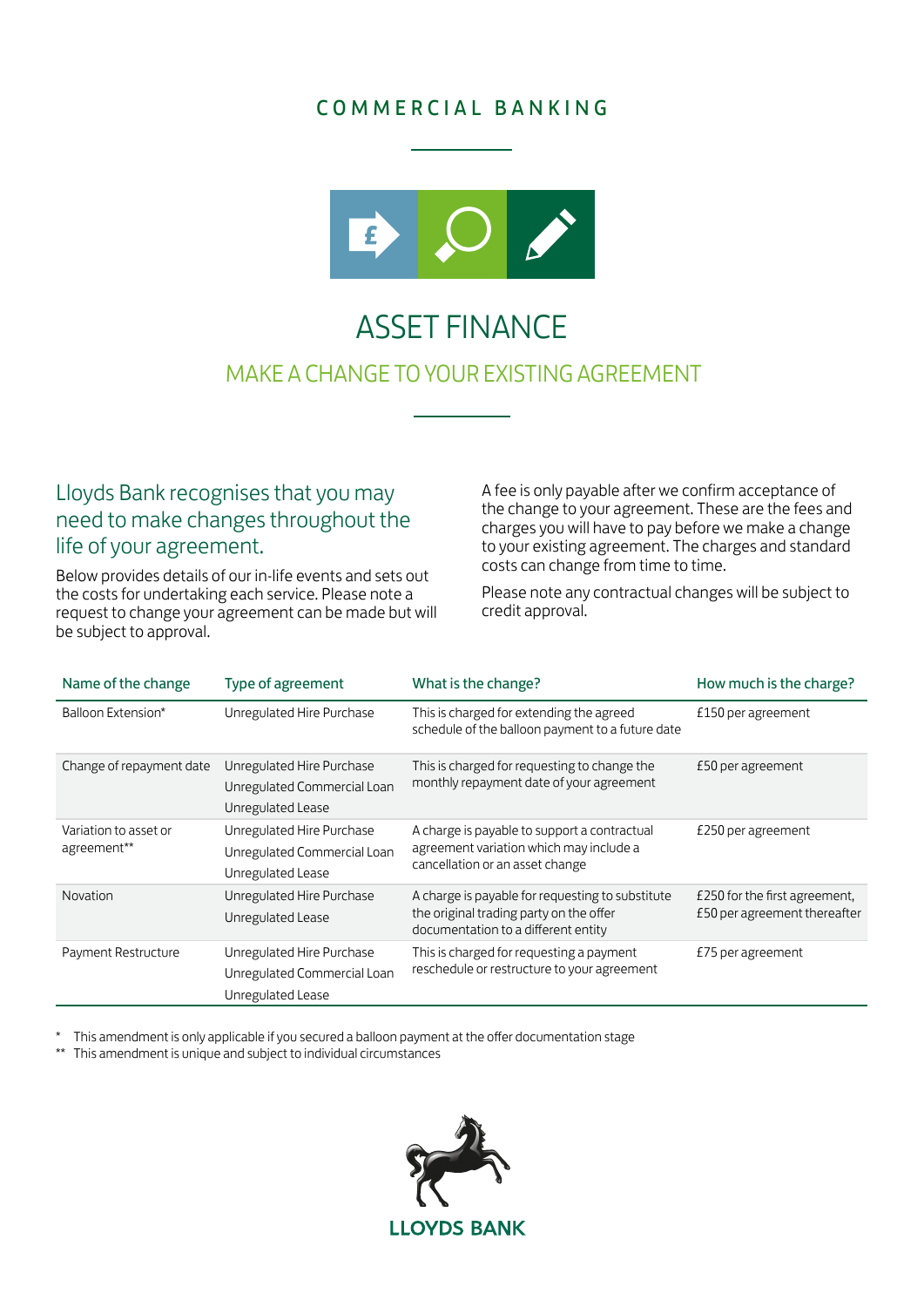COMMERCIAL BANKING

# ASSET FINANCE

## MAKE A CHANGE TO YOUR EXISTING AGREEMENT

### Lloyds Bank recognises that you may need to make changes throughout the life of your agreement.

Below provides details of our in-life events and sets out the costs for undertaking each service. Please note a request to change your agreement can be made but will be subject to approval.

A fee is only payable after we confirm acceptance of the change to your agreement. These are the fees and charges you will have to pay before we make a change to your existing agreement. The charges and standard costs can change from time to time.

Please note any contractual changes will be subject to credit approval.

| Name of the change | Type of agreement | What is the change? | How much is the charge? |
|---|---|---|---|
| Balloon Extension* | Unregulated Hire Purchase | This is charged for extending the agreed schedule of the balloon payment to a future date | £150 per agreement |
| Change of repayment date | Unregulated Hire Purchase<br>Unregulated Commercial Loan<br>Unregulated Lease | This is charged for requesting to change the monthly repayment date of your agreement | £50 per agreement |
| Variation to asset or agreement** | Unregulated Hire Purchase<br>Unregulated Commercial Loan<br>Unregulated Lease | A charge is payable to support a contractual agreement variation which may include a cancellation or an asset change | £250 per agreement |
| Novation | Unregulated Hire Purchase<br>Unregulated Lease | A charge is payable for requesting to substitute the original trading party on the offer documentation to a different entity | £250 for the first agreement, £50 per agreement thereafter |
| Payment Restructure | Unregulated Hire Purchase<br>Unregulated Commercial Loan<br>Unregulated Lease | This is charged for requesting a payment reschedule or restructure to your agreement | £75 per agreement |

\* This amendment is only applicable if you secured a balloon payment at the offer documentation stage

** This amendment is unique and subject to individual circumstances

LLOYDS BANK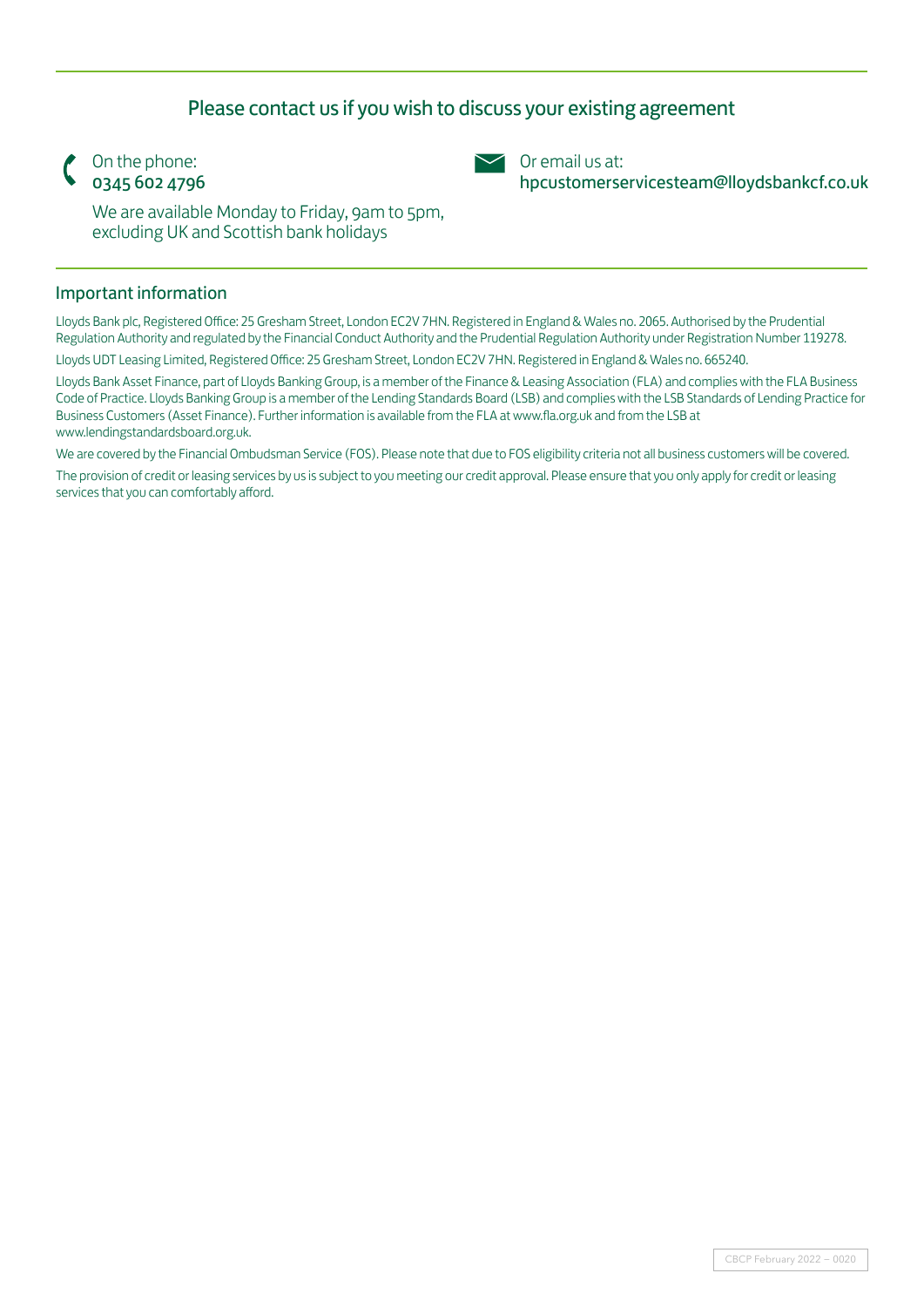## Please contact us if you wish to discuss your existing agreement

On the phone:
**0345 602 4796**

We are available Monday to Friday, 9am to 5pm, excluding UK and Scottish bank holidays

Or email us at:
**hpcustomerservicesteam@lloydsbankcf.co.uk**

## Important information

Lloyds Bank plc, Registered Office: 25 Gresham Street, London EC2V 7HN. Registered in England & Wales no. 2065. Authorised by the Prudential Regulation Authority and regulated by the Financial Conduct Authority and the Prudential Regulation Authority under Registration Number 119278.

Lloyds UDT Leasing Limited, Registered Office: 25 Gresham Street, London EC2V 7HN. Registered in England & Wales no. 665240.

Lloyds Bank Asset Finance, part of Lloyds Banking Group, is a member of the Finance & Leasing Association (FLA) and complies with the FLA Business Code of Practice. Lloyds Banking Group is a member of the Lending Standards Board (LSB) and complies with the LSB Standards of Lending Practice for Business Customers (Asset Finance). Further information is available from the FLA at www.fla.org.uk and from the LSB at www.lendingstandardsboard.org.uk.

We are covered by the Financial Ombudsman Service (FOS). Please note that due to FOS eligibility criteria not all business customers will be covered.

The provision of credit or leasing services by us is subject to you meeting our credit approval. Please ensure that you only apply for credit or leasing services that you can comfortably afford.

CBCP February 2022 – 0020